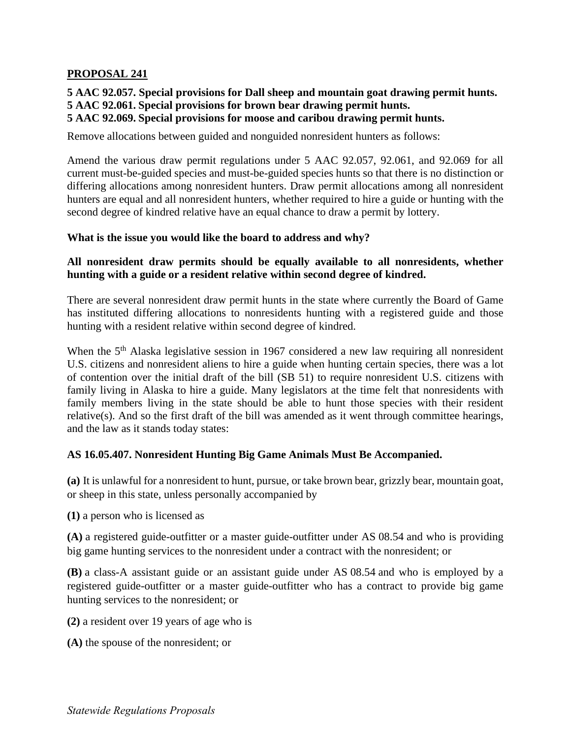**PROPOSAL 241**

**5 AAC 92.057. Special provisions for Dall sheep and mountain goat drawing permit hunts.**
**5 AAC 92.061. Special provisions for brown bear drawing permit hunts.**
**5 AAC 92.069. Special provisions for moose and caribou drawing permit hunts.**

Remove allocations between guided and nonguided nonresident hunters as follows:

Amend the various draw permit regulations under 5 AAC 92.057, 92.061, and 92.069 for all current must-be-guided species and must-be-guided species hunts so that there is no distinction or differing allocations among nonresident hunters. Draw permit allocations among all nonresident hunters are equal and all nonresident hunters, whether required to hire a guide or hunting with the second degree of kindred relative have an equal chance to draw a permit by lottery.

**What is the issue you would like the board to address and why?**

**All nonresident draw permits should be equally available to all nonresidents, whether hunting with a guide or a resident relative within second degree of kindred.**

There are several nonresident draw permit hunts in the state where currently the Board of Game has instituted differing allocations to nonresidents hunting with a registered guide and those hunting with a resident relative within second degree of kindred.

When the 5th Alaska legislative session in 1967 considered a new law requiring all nonresident U.S. citizens and nonresident aliens to hire a guide when hunting certain species, there was a lot of contention over the initial draft of the bill (SB 51) to require nonresident U.S. citizens with family living in Alaska to hire a guide. Many legislators at the time felt that nonresidents with family members living in the state should be able to hunt those species with their resident relative(s). And so the first draft of the bill was amended as it went through committee hearings, and the law as it stands today states:

**AS 16.05.407. Nonresident Hunting Big Game Animals Must Be Accompanied.**

**(a)** It is unlawful for a nonresident to hunt, pursue, or take brown bear, grizzly bear, mountain goat, or sheep in this state, unless personally accompanied by

**(1)** a person who is licensed as

**(A)** a registered guide-outfitter or a master guide-outfitter under AS 08.54 and who is providing big game hunting services to the nonresident under a contract with the nonresident; or

**(B)** a class-A assistant guide or an assistant guide under AS 08.54 and who is employed by a registered guide-outfitter or a master guide-outfitter who has a contract to provide big game hunting services to the nonresident; or

**(2)** a resident over 19 years of age who is

**(A)** the spouse of the nonresident; or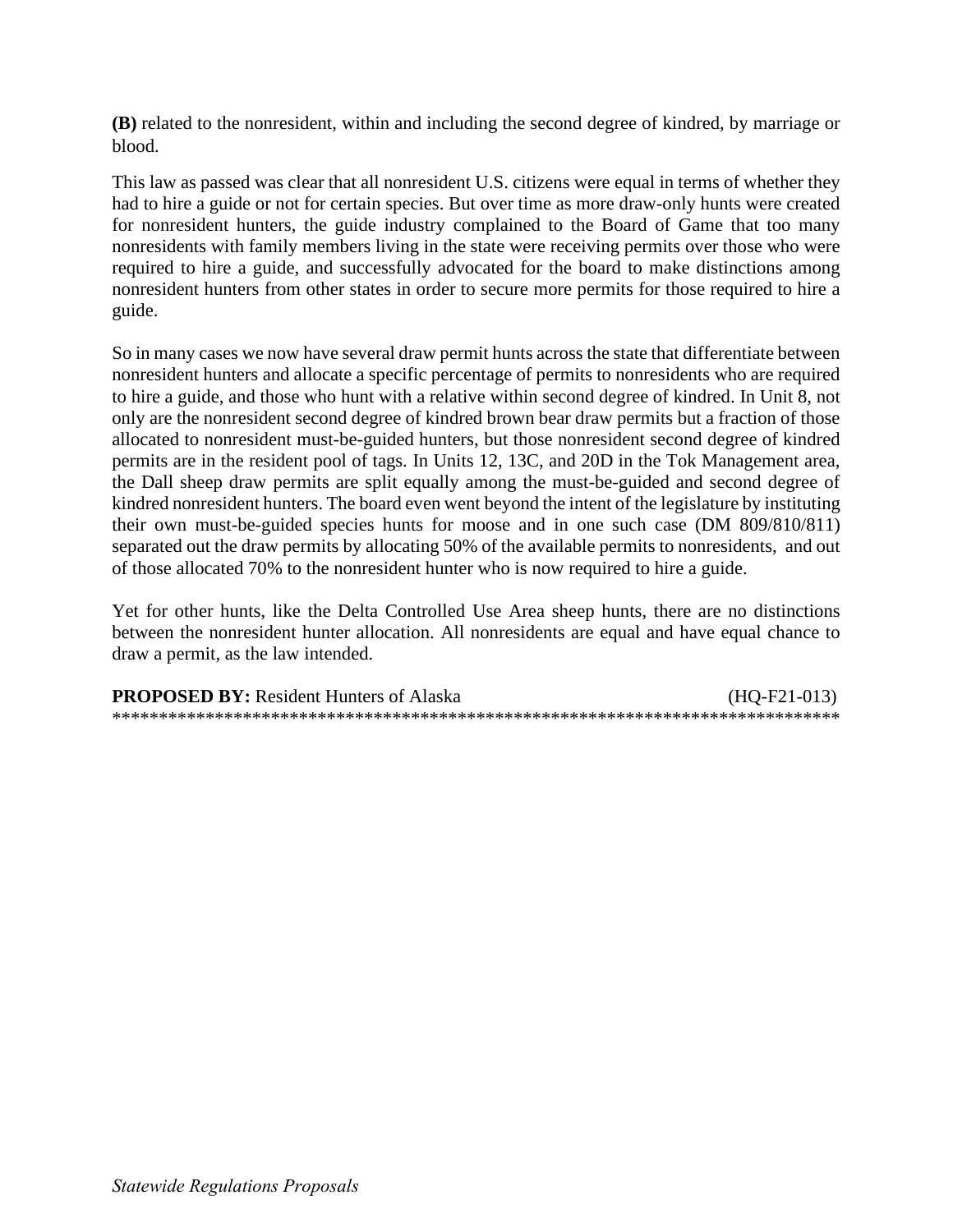**(B)** related to the nonresident, within and including the second degree of kindred, by marriage or blood.

This law as passed was clear that all nonresident U.S. citizens were equal in terms of whether they had to hire a guide or not for certain species. But over time as more draw-only hunts were created for nonresident hunters, the guide industry complained to the Board of Game that too many nonresidents with family members living in the state were receiving permits over those who were required to hire a guide, and successfully advocated for the board to make distinctions among nonresident hunters from other states in order to secure more permits for those required to hire a guide.

So in many cases we now have several draw permit hunts across the state that differentiate between nonresident hunters and allocate a specific percentage of permits to nonresidents who are required to hire a guide, and those who hunt with a relative within second degree of kindred. In Unit 8, not only are the nonresident second degree of kindred brown bear draw permits but a fraction of those allocated to nonresident must-be-guided hunters, but those nonresident second degree of kindred permits are in the resident pool of tags. In Units 12, 13C, and 20D in the Tok Management area, the Dall sheep draw permits are split equally among the must-be-guided and second degree of kindred nonresident hunters. The board even went beyond the intent of the legislature by instituting their own must-be-guided species hunts for moose and in one such case (DM 809/810/811) separated out the draw permits by allocating 50% of the available permits to nonresidents, and out of those allocated 70% to the nonresident hunter who is now required to hire a guide.

Yet for other hunts, like the Delta Controlled Use Area sheep hunts, there are no distinctions between the nonresident hunter allocation. All nonresidents are equal and have equal chance to draw a permit, as the law intended.

**PROPOSED BY:** Resident Hunters of Alaska (HQ-F21-013)

******************************************************************************